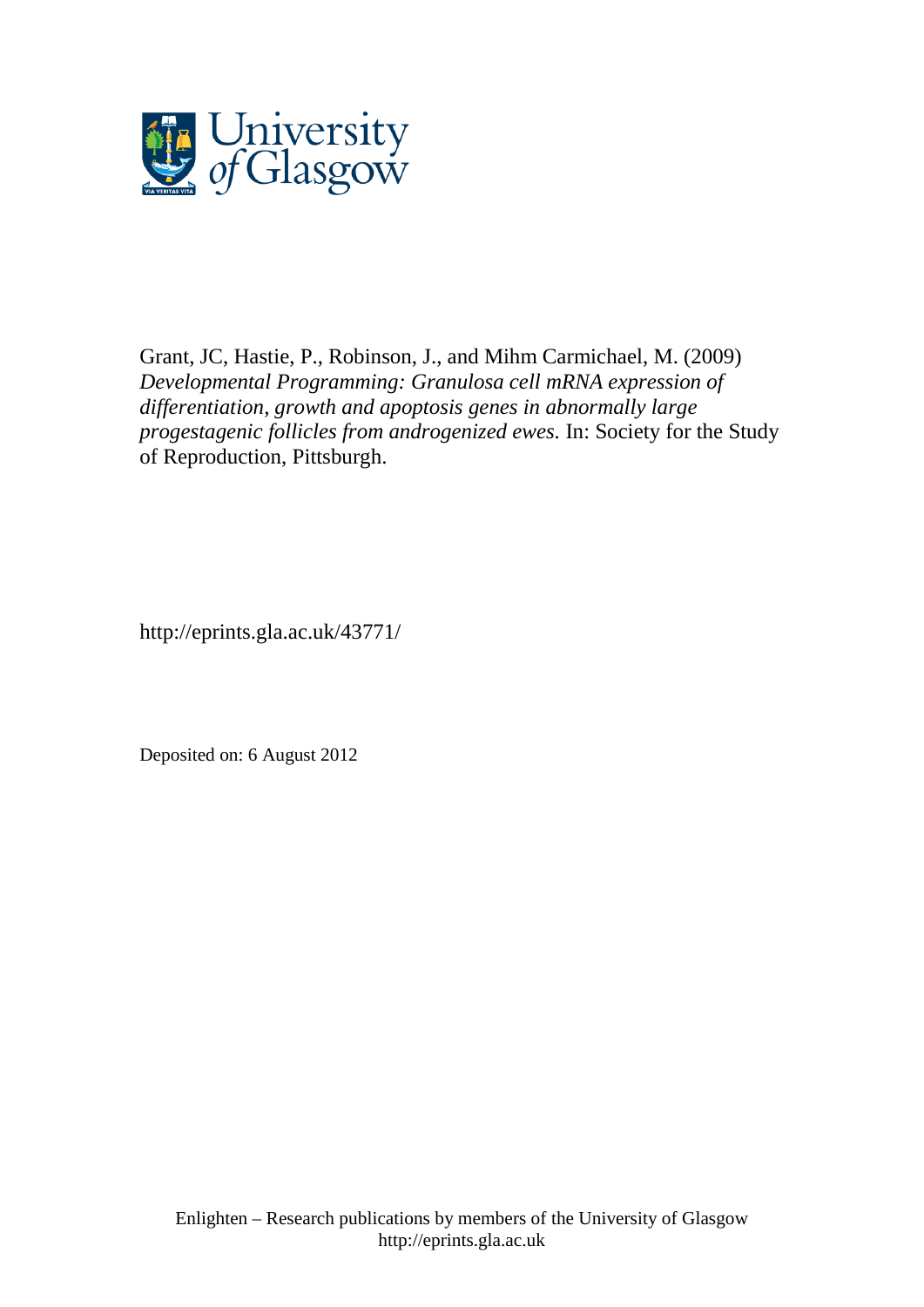Grant, JC, Hastie, P., Robinson, J., and Mihm Carmichael, M. (2009) *Developmental Programming: Granulosa cell mRNA expression of differentiation, growth and apoptosis genes in abnormally large progestagenic follicles from androgenized ewes.* In: Society for the Study of Reproduction, Pittsburgh.

http://eprints.gla.ac.uk/43771/

Deposited on: 6 August 2012

Enlighten – Research publications by members of the University of Glasgow
http://eprints.gla.ac.uk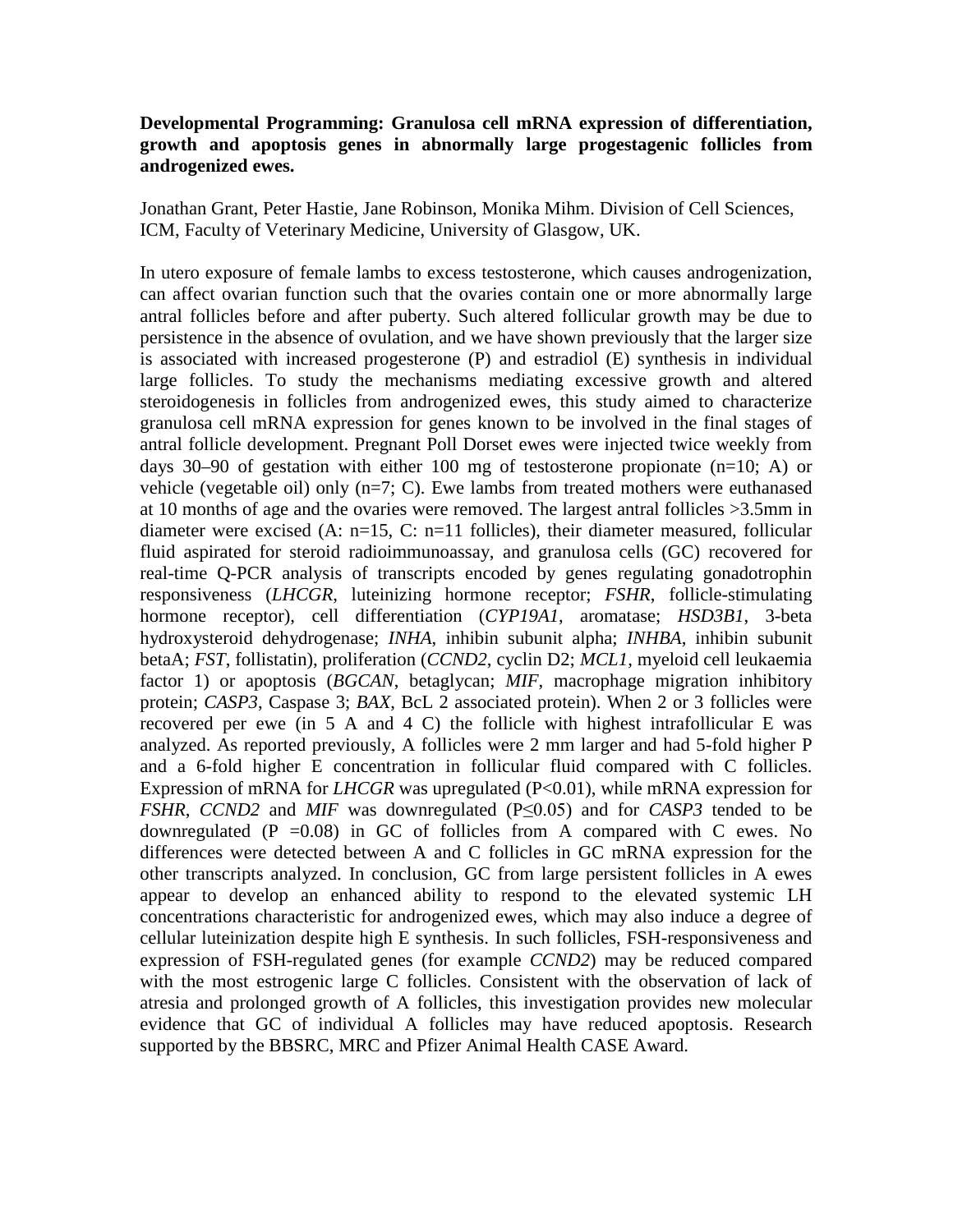**Developmental Programming: Granulosa cell mRNA expression of differentiation, growth and apoptosis genes in abnormally large progestagenic follicles from androgenized ewes.**

Jonathan Grant, Peter Hastie, Jane Robinson, Monika Mihm. Division of Cell Sciences, ICM, Faculty of Veterinary Medicine, University of Glasgow, UK.

In utero exposure of female lambs to excess testosterone, which causes androgenization, can affect ovarian function such that the ovaries contain one or more abnormally large antral follicles before and after puberty. Such altered follicular growth may be due to persistence in the absence of ovulation, and we have shown previously that the larger size is associated with increased progesterone (P) and estradiol (E) synthesis in individual large follicles. To study the mechanisms mediating excessive growth and altered steroidogenesis in follicles from androgenized ewes, this study aimed to characterize granulosa cell mRNA expression for genes known to be involved in the final stages of antral follicle development. Pregnant Poll Dorset ewes were injected twice weekly from days 30–90 of gestation with either 100 mg of testosterone propionate (n=10; A) or vehicle (vegetable oil) only (n=7; C). Ewe lambs from treated mothers were euthanased at 10 months of age and the ovaries were removed. The largest antral follicles >3.5mm in diameter were excised (A: n=15, C: n=11 follicles), their diameter measured, follicular fluid aspirated for steroid radioimmunoassay, and granulosa cells (GC) recovered for real-time Q-PCR analysis of transcripts encoded by genes regulating gonadotrophin responsiveness (*LHCGR*, luteinizing hormone receptor; *FSHR*, follicle-stimulating hormone receptor), cell differentiation (*CYP19A1*, aromatase; *HSD3B1*, 3-beta hydroxysteroid dehydrogenase; *INHA*, inhibin subunit alpha; *INHBA*, inhibin subunit betaA; *FST*, follistatin), proliferation (*CCND2*, cyclin D2; *MCL1*, myeloid cell leukaemia factor 1) or apoptosis (*BGCAN*, betaglycan; *MIF*, macrophage migration inhibitory protein; *CASP3*, Caspase 3; *BAX*, BcL 2 associated protein). When 2 or 3 follicles were recovered per ewe (in 5 A and 4 C) the follicle with highest intrafollicular E was analyzed. As reported previously, A follicles were 2 mm larger and had 5-fold higher P and a 6-fold higher E concentration in follicular fluid compared with C follicles. Expression of mRNA for *LHCGR* was upregulated ($P<0.01$), while mRNA expression for *FSHR*, *CCND2* and *MIF* was downregulated ($P\leq0.05$) and for *CASP3* tended to be downregulated ($P=0.08$) in GC of follicles from A compared with C ewes. No differences were detected between A and C follicles in GC mRNA expression for the other transcripts analyzed. In conclusion, GC from large persistent follicles in A ewes appear to develop an enhanced ability to respond to the elevated systemic LH concentrations characteristic for androgenized ewes, which may also induce a degree of cellular luteinization despite high E synthesis. In such follicles, FSH-responsiveness and expression of FSH-regulated genes (for example *CCND2*) may be reduced compared with the most estrogenic large C follicles. Consistent with the observation of lack of atresia and prolonged growth of A follicles, this investigation provides new molecular evidence that GC of individual A follicles may have reduced apoptosis. Research supported by the BBSRC, MRC and Pfizer Animal Health CASE Award.